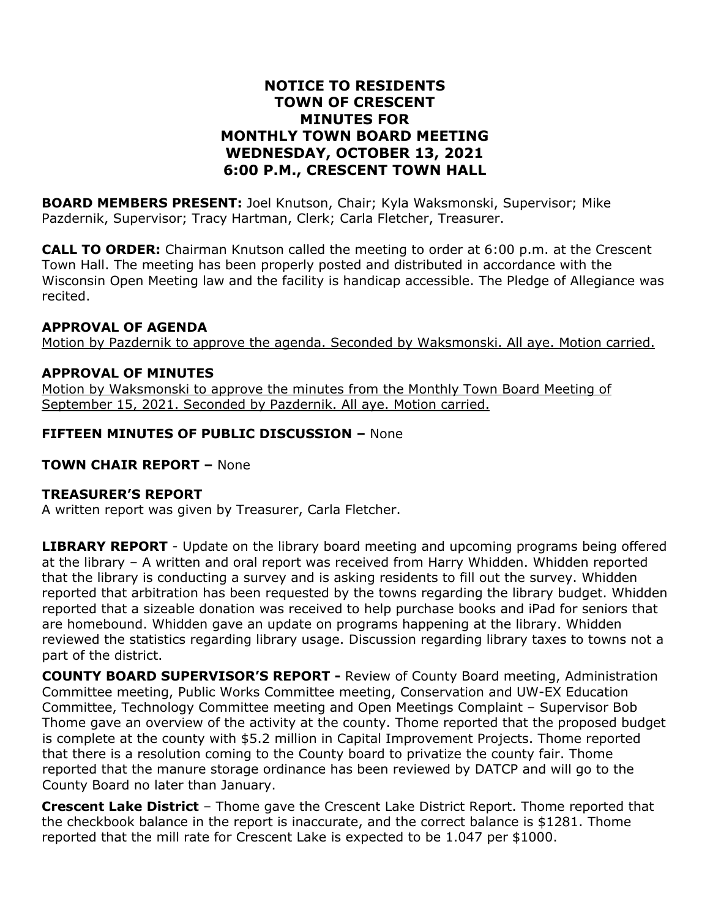# NOTICE TO RESIDENTS
# TOWN OF CRESCENT
# MINUTES FOR
# MONTHLY TOWN BOARD MEETING
# WEDNESDAY, OCTOBER 13, 2021
# 6:00 P.M., CRESCENT TOWN HALL

**BOARD MEMBERS PRESENT:** Joel Knutson, Chair; Kyla Waksmonski, Supervisor; Mike Pazdernik, Supervisor; Tracy Hartman, Clerk; Carla Fletcher, Treasurer.

**CALL TO ORDER:** Chairman Knutson called the meeting to order at 6:00 p.m. at the Crescent Town Hall. The meeting has been properly posted and distributed in accordance with the Wisconsin Open Meeting law and the facility is handicap accessible. The Pledge of Allegiance was recited.

**APPROVAL OF AGENDA**

Motion by Pazdernik to approve the agenda. Seconded by Waksmonski. All aye. Motion carried.

**APPROVAL OF MINUTES**

Motion by Waksmonski to approve the minutes from the Monthly Town Board Meeting of September 15, 2021. Seconded by Pazdernik. All aye. Motion carried.

**FIFTEEN MINUTES OF PUBLIC DISCUSSION –** None

**TOWN CHAIR REPORT –** None

**TREASURER'S REPORT**

A written report was given by Treasurer, Carla Fletcher.

**LIBRARY REPORT** - Update on the library board meeting and upcoming programs being offered at the library – A written and oral report was received from Harry Whidden. Whidden reported that the library is conducting a survey and is asking residents to fill out the survey. Whidden reported that arbitration has been requested by the towns regarding the library budget. Whidden reported that a sizeable donation was received to help purchase books and iPad for seniors that are homebound. Whidden gave an update on programs happening at the library. Whidden reviewed the statistics regarding library usage. Discussion regarding library taxes to towns not a part of the district.

**COUNTY BOARD SUPERVISOR'S REPORT -** Review of County Board meeting, Administration Committee meeting, Public Works Committee meeting, Conservation and UW-EX Education Committee, Technology Committee meeting and Open Meetings Complaint – Supervisor Bob Thome gave an overview of the activity at the county. Thome reported that the proposed budget is complete at the county with $5.2 million in Capital Improvement Projects. Thome reported that there is a resolution coming to the County board to privatize the county fair. Thome reported that the manure storage ordinance has been reviewed by DATCP and will go to the County Board no later than January.

**Crescent Lake District** – Thome gave the Crescent Lake District Report. Thome reported that the checkbook balance in the report is inaccurate, and the correct balance is $1281. Thome reported that the mill rate for Crescent Lake is expected to be 1.047 per $1000.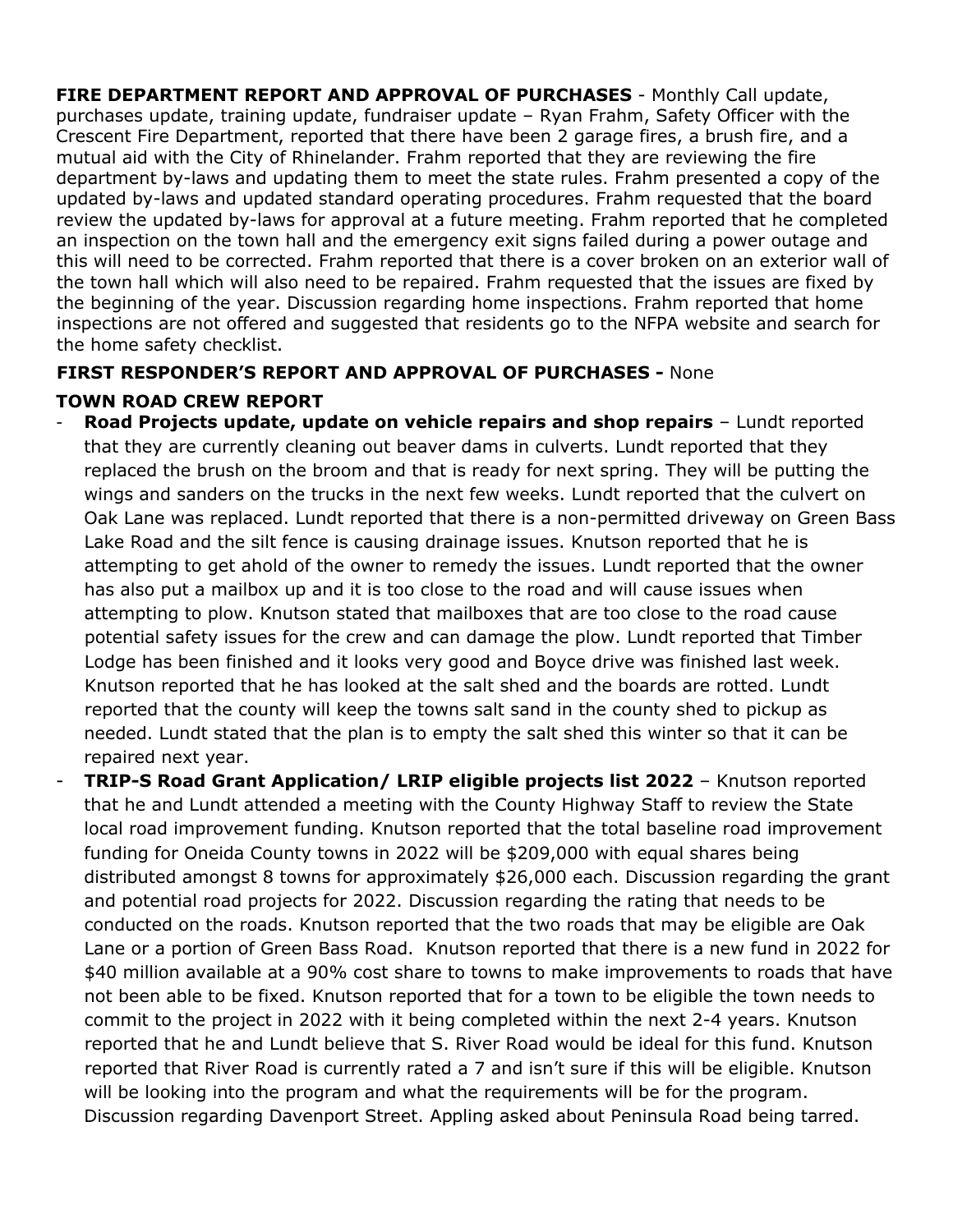**FIRE DEPARTMENT REPORT AND APPROVAL OF PURCHASES** - Monthly Call update, purchases update, training update, fundraiser update – Ryan Frahm, Safety Officer with the Crescent Fire Department, reported that there have been 2 garage fires, a brush fire, and a mutual aid with the City of Rhinelander. Frahm reported that they are reviewing the fire department by-laws and updating them to meet the state rules. Frahm presented a copy of the updated by-laws and updated standard operating procedures. Frahm requested that the board review the updated by-laws for approval at a future meeting. Frahm reported that he completed an inspection on the town hall and the emergency exit signs failed during a power outage and this will need to be corrected. Frahm reported that there is a cover broken on an exterior wall of the town hall which will also need to be repaired. Frahm requested that the issues are fixed by the beginning of the year. Discussion regarding home inspections. Frahm reported that home inspections are not offered and suggested that residents go to the NFPA website and search for the home safety checklist.

**FIRST RESPONDER'S REPORT AND APPROVAL OF PURCHASES -** None

**TOWN ROAD CREW REPORT**

- **Road Projects update, update on vehicle repairs and shop repairs** – Lundt reported that they are currently cleaning out beaver dams in culverts. Lundt reported that they replaced the brush on the broom and that is ready for next spring. They will be putting the wings and sanders on the trucks in the next few weeks. Lundt reported that the culvert on Oak Lane was replaced. Lundt reported that there is a non-permitted driveway on Green Bass Lake Road and the silt fence is causing drainage issues. Knutson reported that he is attempting to get ahold of the owner to remedy the issues. Lundt reported that the owner has also put a mailbox up and it is too close to the road and will cause issues when attempting to plow. Knutson stated that mailboxes that are too close to the road cause potential safety issues for the crew and can damage the plow. Lundt reported that Timber Lodge has been finished and it looks very good and Boyce drive was finished last week. Knutson reported that he has looked at the salt shed and the boards are rotted. Lundt reported that the county will keep the towns salt sand in the county shed to pickup as needed. Lundt stated that the plan is to empty the salt shed this winter so that it can be repaired next year.
- **TRIP-S Road Grant Application/ LRIP eligible projects list 2022** – Knutson reported that he and Lundt attended a meeting with the County Highway Staff to review the State local road improvement funding. Knutson reported that the total baseline road improvement funding for Oneida County towns in 2022 will be $209,000 with equal shares being distributed amongst 8 towns for approximately $26,000 each. Discussion regarding the grant and potential road projects for 2022. Discussion regarding the rating that needs to be conducted on the roads. Knutson reported that the two roads that may be eligible are Oak Lane or a portion of Green Bass Road. Knutson reported that there is a new fund in 2022 for $40 million available at a 90% cost share to towns to make improvements to roads that have not been able to be fixed. Knutson reported that for a town to be eligible the town needs to commit to the project in 2022 with it being completed within the next 2-4 years. Knutson reported that he and Lundt believe that S. River Road would be ideal for this fund. Knutson reported that River Road is currently rated a 7 and isn't sure if this will be eligible. Knutson will be looking into the program and what the requirements will be for the program. Discussion regarding Davenport Street. Appling asked about Peninsula Road being tarred.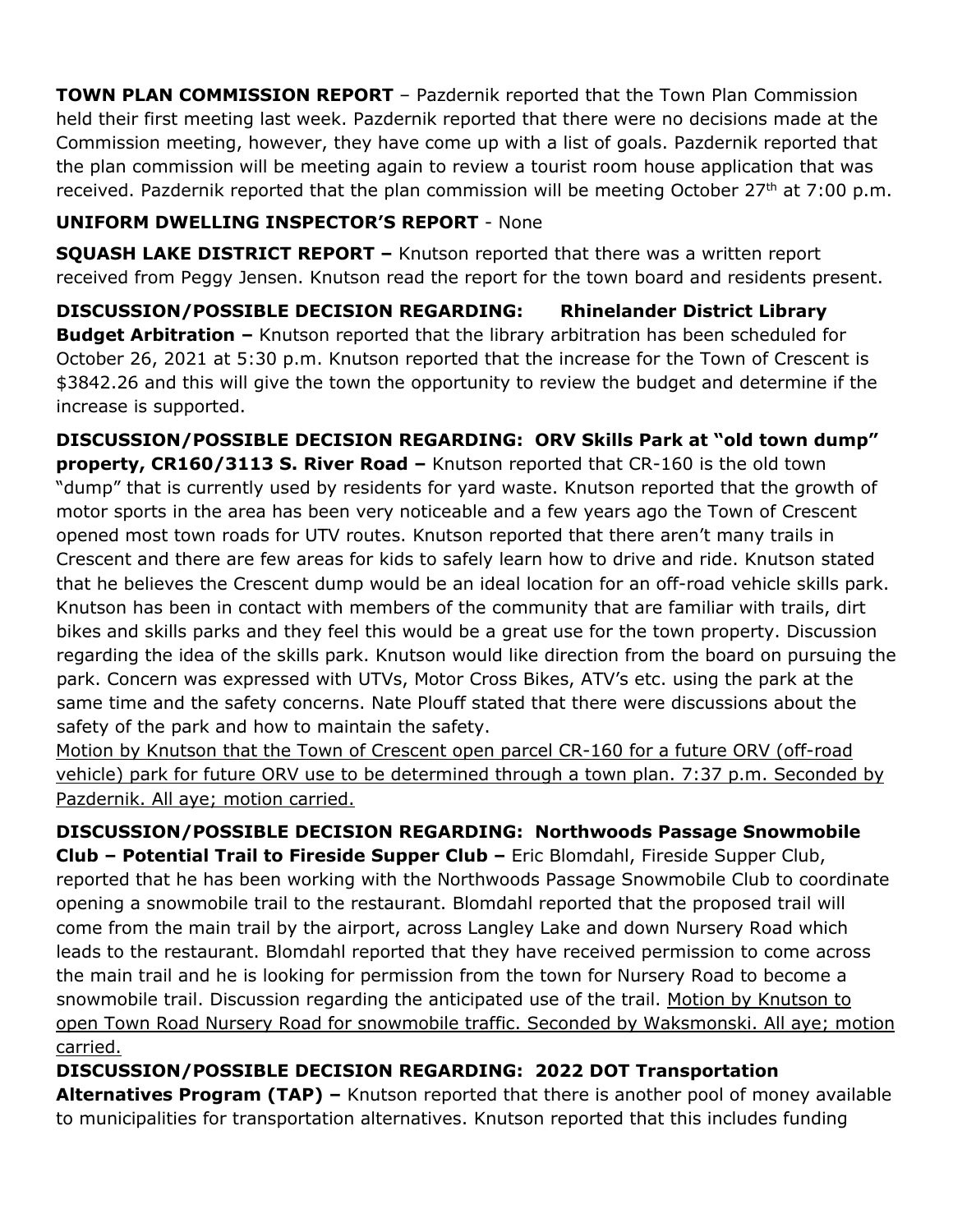**TOWN PLAN COMMISSION REPORT** – Pazdernik reported that the Town Plan Commission held their first meeting last week. Pazdernik reported that there were no decisions made at the Commission meeting, however, they have come up with a list of goals. Pazdernik reported that the plan commission will be meeting again to review a tourist room house application that was received. Pazdernik reported that the plan commission will be meeting October 27th at 7:00 p.m.

**UNIFORM DWELLING INSPECTOR'S REPORT** - None

**SQUASH LAKE DISTRICT REPORT –** Knutson reported that there was a written report received from Peggy Jensen. Knutson read the report for the town board and residents present.

**DISCUSSION/POSSIBLE DECISION REGARDING: Rhinelander District Library Budget Arbitration –** Knutson reported that the library arbitration has been scheduled for October 26, 2021 at 5:30 p.m. Knutson reported that the increase for the Town of Crescent is $3842.26 and this will give the town the opportunity to review the budget and determine if the increase is supported.

**DISCUSSION/POSSIBLE DECISION REGARDING: ORV Skills Park at "old town dump" property, CR160/3113 S. River Road –** Knutson reported that CR-160 is the old town "dump" that is currently used by residents for yard waste. Knutson reported that the growth of motor sports in the area has been very noticeable and a few years ago the Town of Crescent opened most town roads for UTV routes. Knutson reported that there aren't many trails in Crescent and there are few areas for kids to safely learn how to drive and ride. Knutson stated that he believes the Crescent dump would be an ideal location for an off-road vehicle skills park. Knutson has been in contact with members of the community that are familiar with trails, dirt bikes and skills parks and they feel this would be a great use for the town property. Discussion regarding the idea of the skills park. Knutson would like direction from the board on pursuing the park. Concern was expressed with UTVs, Motor Cross Bikes, ATV's etc. using the park at the same time and the safety concerns. Nate Plouff stated that there were discussions about the safety of the park and how to maintain the safety.
<u>Motion by Knutson that the Town of Crescent open parcel CR-160 for a future ORV (off-road vehicle) park for future ORV use to be determined through a town plan. 7:37 p.m. Seconded by Pazdernik. All aye; motion carried.</u>

**DISCUSSION/POSSIBLE DECISION REGARDING: Northwoods Passage Snowmobile Club – Potential Trail to Fireside Supper Club –** Eric Blomdahl, Fireside Supper Club, reported that he has been working with the Northwoods Passage Snowmobile Club to coordinate opening a snowmobile trail to the restaurant. Blomdahl reported that the proposed trail will come from the main trail by the airport, across Langley Lake and down Nursery Road which leads to the restaurant. Blomdahl reported that they have received permission to come across the main trail and he is looking for permission from the town for Nursery Road to become a snowmobile trail. Discussion regarding the anticipated use of the trail. <u>Motion by Knutson to open Town Road Nursery Road for snowmobile traffic. Seconded by Waksmonski. All aye; motion carried.</u>

**DISCUSSION/POSSIBLE DECISION REGARDING: 2022 DOT Transportation Alternatives Program (TAP) –** Knutson reported that there is another pool of money available to municipalities for transportation alternatives. Knutson reported that this includes funding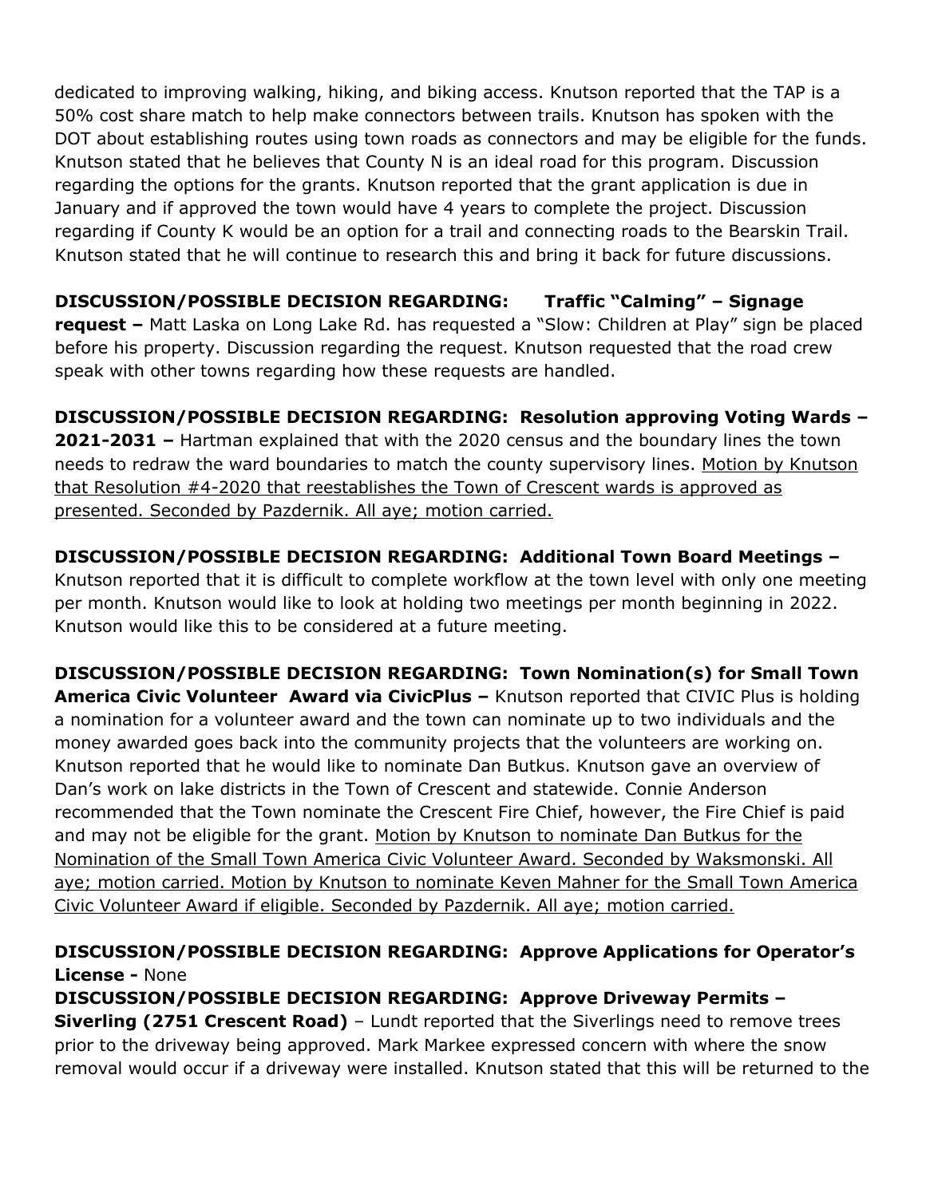dedicated to improving walking, hiking, and biking access. Knutson reported that the TAP is a 50% cost share match to help make connectors between trails. Knutson has spoken with the DOT about establishing routes using town roads as connectors and may be eligible for the funds. Knutson stated that he believes that County N is an ideal road for this program. Discussion regarding the options for the grants. Knutson reported that the grant application is due in January and if approved the town would have 4 years to complete the project. Discussion regarding if County K would be an option for a trail and connecting roads to the Bearskin Trail. Knutson stated that he will continue to research this and bring it back for future discussions.

**DISCUSSION/POSSIBLE DECISION REGARDING: Traffic "Calming" – Signage request –** Matt Laska on Long Lake Rd. has requested a "Slow: Children at Play" sign be placed before his property. Discussion regarding the request. Knutson requested that the road crew speak with other towns regarding how these requests are handled.

**DISCUSSION/POSSIBLE DECISION REGARDING: Resolution approving Voting Wards – 2021-2031 –** Hartman explained that with the 2020 census and the boundary lines the town needs to redraw the ward boundaries to match the county supervisory lines. <u>Motion by Knutson that Resolution #4-2020 that reestablishes the Town of Crescent wards is approved as presented. Seconded by Pazdernik. All aye; motion carried.</u>

**DISCUSSION/POSSIBLE DECISION REGARDING: Additional Town Board Meetings –** Knutson reported that it is difficult to complete workflow at the town level with only one meeting per month. Knutson would like to look at holding two meetings per month beginning in 2022. Knutson would like this to be considered at a future meeting.

**DISCUSSION/POSSIBLE DECISION REGARDING: Town Nomination(s) for Small Town America Civic Volunteer Award via CivicPlus –** Knutson reported that CIVIC Plus is holding a nomination for a volunteer award and the town can nominate up to two individuals and the money awarded goes back into the community projects that the volunteers are working on. Knutson reported that he would like to nominate Dan Butkus. Knutson gave an overview of Dan's work on lake districts in the Town of Crescent and statewide. Connie Anderson recommended that the Town nominate the Crescent Fire Chief, however, the Fire Chief is paid and may not be eligible for the grant. <u>Motion by Knutson to nominate Dan Butkus for the Nomination of the Small Town America Civic Volunteer Award. Seconded by Waksmonski. All aye; motion carried. Motion by Knutson to nominate Keven Mahner for the Small Town America Civic Volunteer Award if eligible. Seconded by Pazdernik. All aye; motion carried.</u>

**DISCUSSION/POSSIBLE DECISION REGARDING: Approve Applications for Operator's License -** None

**DISCUSSION/POSSIBLE DECISION REGARDING: Approve Driveway Permits – Siverling (2751 Crescent Road)** – Lundt reported that the Siverlings need to remove trees prior to the driveway being approved. Mark Markee expressed concern with where the snow removal would occur if a driveway were installed. Knutson stated that this will be returned to the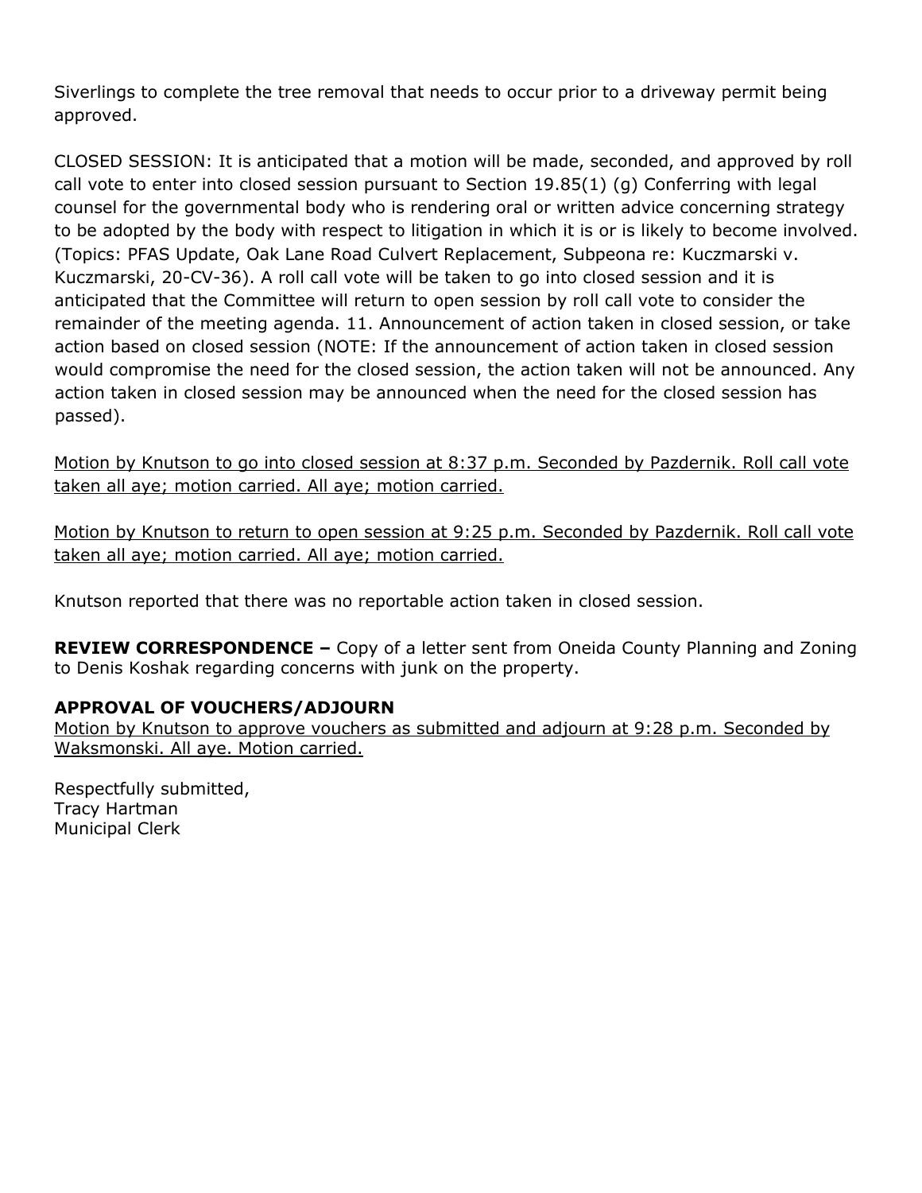Siverlings to complete the tree removal that needs to occur prior to a driveway permit being approved.

CLOSED SESSION: It is anticipated that a motion will be made, seconded, and approved by roll call vote to enter into closed session pursuant to Section 19.85(1) (g) Conferring with legal counsel for the governmental body who is rendering oral or written advice concerning strategy to be adopted by the body with respect to litigation in which it is or is likely to become involved. (Topics: PFAS Update, Oak Lane Road Culvert Replacement, Subpeona re: Kuczmarski v. Kuczmarski, 20-CV-36). A roll call vote will be taken to go into closed session and it is anticipated that the Committee will return to open session by roll call vote to consider the remainder of the meeting agenda. 11. Announcement of action taken in closed session, or take action based on closed session (NOTE: If the announcement of action taken in closed session would compromise the need for the closed session, the action taken will not be announced. Any action taken in closed session may be announced when the need for the closed session has passed).

<u>Motion by Knutson to go into closed session at 8:37 p.m. Seconded by Pazdernik. Roll call vote taken all aye; motion carried. All aye; motion carried.</u>

<u>Motion by Knutson to return to open session at 9:25 p.m. Seconded by Pazdernik. Roll call vote taken all aye; motion carried. All aye; motion carried.</u>

Knutson reported that there was no reportable action taken in closed session.

**REVIEW CORRESPONDENCE –** Copy of a letter sent from Oneida County Planning and Zoning to Denis Koshak regarding concerns with junk on the property.

**APPROVAL OF VOUCHERS/ADJOURN**
<u>Motion by Knutson to approve vouchers as submitted and adjourn at 9:28 p.m. Seconded by Waksmonski. All aye. Motion carried.</u>

Respectfully submitted,
Tracy Hartman
Municipal Clerk